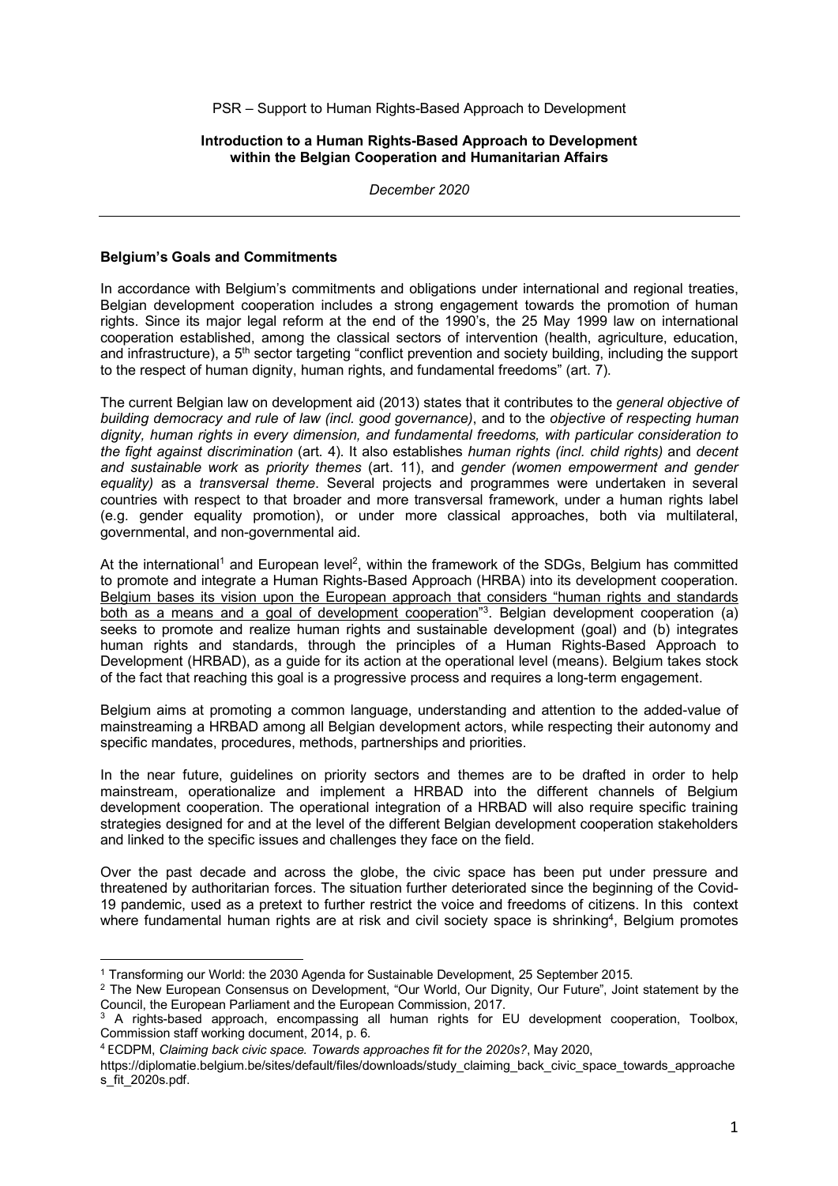PSR – Support to Human Rights-Based Approach to Development

**Introduction to a Human Rights-Based Approach to Development within the Belgian Cooperation and Humanitarian Affairs**

*December 2020*

---

**Belgium's Goals and Commitments**

In accordance with Belgium's commitments and obligations under international and regional treaties, Belgian development cooperation includes a strong engagement towards the promotion of human rights. Since its major legal reform at the end of the 1990's, the 25 May 1999 law on international cooperation established, among the classical sectors of intervention (health, agriculture, education, and infrastructure), a 5th sector targeting "conflict prevention and society building, including the support to the respect of human dignity, human rights, and fundamental freedoms" (art. 7).

The current Belgian law on development aid (2013) states that it contributes to the *general objective of building democracy and rule of law (incl. good governance)*, and to the *objective of respecting human dignity, human rights in every dimension, and fundamental freedoms, with particular consideration to the fight against discrimination* (art. 4). It also establishes *human rights (incl. child rights)* and *decent and sustainable work* as *priority themes* (art. 11), and *gender (women empowerment and gender equality)* as a *transversal theme*. Several projects and programmes were undertaken in several countries with respect to that broader and more transversal framework, under a human rights label (e.g. gender equality promotion), or under more classical approaches, both via multilateral, governmental, and non-governmental aid.

At the international[1] and European level[2], within the framework of the SDGs, Belgium has committed to promote and integrate a Human Rights-Based Approach (HRBA) into its development cooperation. Belgium bases its vision upon the European approach that considers "human rights and standards both as a means and a goal of development cooperation"[3]. Belgian development cooperation (a) seeks to promote and realize human rights and sustainable development (goal) and (b) integrates human rights and standards, through the principles of a Human Rights-Based Approach to Development (HRBAD), as a guide for its action at the operational level (means). Belgium takes stock of the fact that reaching this goal is a progressive process and requires a long-term engagement.

Belgium aims at promoting a common language, understanding and attention to the added-value of mainstreaming a HRBAD among all Belgian development actors, while respecting their autonomy and specific mandates, procedures, methods, partnerships and priorities.

In the near future, guidelines on priority sectors and themes are to be drafted in order to help mainstream, operationalize and implement a HRBAD into the different channels of Belgium development cooperation. The operational integration of a HRBAD will also require specific training strategies designed for and at the level of the different Belgian development cooperation stakeholders and linked to the specific issues and challenges they face on the field.

Over the past decade and across the globe, the civic space has been put under pressure and threatened by authoritarian forces. The situation further deteriorated since the beginning of the Covid-19 pandemic, used as a pretext to further restrict the voice and freedoms of citizens. In this context where fundamental human rights are at risk and civil society space is shrinking[4], Belgium promotes

---

[1] Transforming our World: the 2030 Agenda for Sustainable Development, 25 September 2015.

[2] The New European Consensus on Development, "Our World, Our Dignity, Our Future", Joint statement by the Council, the European Parliament and the European Commission, 2017.

[3] A rights-based approach, encompassing all human rights for EU development cooperation, Toolbox, Commission staff working document, 2014, p. 6.

[4] ECDPM, *Claiming back civic space. Towards approaches fit for the 2020s?*, May 2020, https://diplomatie.belgium.be/sites/default/files/downloads/study_claiming_back_civic_space_towards_approaches_fit_2020s.pdf.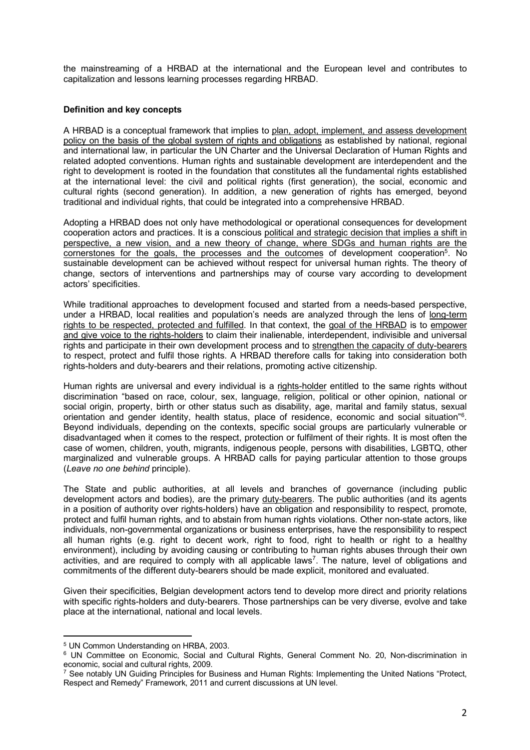the mainstreaming of a HRBAD at the international and the European level and contributes to capitalization and lessons learning processes regarding HRBAD.

**Definition and key concepts**

A HRBAD is a conceptual framework that implies to plan, adopt, implement, and assess development policy on the basis of the global system of rights and obligations as established by national, regional and international law, in particular the UN Charter and the Universal Declaration of Human Rights and related adopted conventions. Human rights and sustainable development are interdependent and the right to development is rooted in the foundation that constitutes all the fundamental rights established at the international level: the civil and political rights (first generation), the social, economic and cultural rights (second generation). In addition, a new generation of rights has emerged, beyond traditional and individual rights, that could be integrated into a comprehensive HRBAD.

Adopting a HRBAD does not only have methodological or operational consequences for development cooperation actors and practices. It is a conscious political and strategic decision that implies a shift in perspective, a new vision, and a new theory of change, where SDGs and human rights are the cornerstones for the goals, the processes and the outcomes of development cooperation[5]. No sustainable development can be achieved without respect for universal human rights. The theory of change, sectors of interventions and partnerships may of course vary according to development actors' specificities.

While traditional approaches to development focused and started from a needs-based perspective, under a HRBAD, local realities and population's needs are analyzed through the lens of long-term rights to be respected, protected and fulfilled. In that context, the goal of the HRBAD is to empower and give voice to the rights-holders to claim their inalienable, interdependent, indivisible and universal rights and participate in their own development process and to strengthen the capacity of duty-bearers to respect, protect and fulfil those rights. A HRBAD therefore calls for taking into consideration both rights-holders and duty-bearers and their relations, promoting active citizenship.

Human rights are universal and every individual is a rights-holder entitled to the same rights without discrimination "based on race, colour, sex, language, religion, political or other opinion, national or social origin, property, birth or other status such as disability, age, marital and family status, sexual orientation and gender identity, health status, place of residence, economic and social situation"[6]. Beyond individuals, depending on the contexts, specific social groups are particularly vulnerable or disadvantaged when it comes to the respect, protection or fulfilment of their rights. It is most often the case of women, children, youth, migrants, indigenous people, persons with disabilities, LGBTQ, other marginalized and vulnerable groups. A HRBAD calls for paying particular attention to those groups (*Leave no one behind* principle).

The State and public authorities, at all levels and branches of governance (including public development actors and bodies), are the primary duty-bearers. The public authorities (and its agents in a position of authority over rights-holders) have an obligation and responsibility to respect, promote, protect and fulfil human rights, and to abstain from human rights violations. Other non-state actors, like individuals, non-governmental organizations or business enterprises, have the responsibility to respect all human rights (e.g. right to decent work, right to food, right to health or right to a healthy environment), including by avoiding causing or contributing to human rights abuses through their own activities, and are required to comply with all applicable laws[7]. The nature, level of obligations and commitments of the different duty-bearers should be made explicit, monitored and evaluated.

Given their specificities, Belgian development actors tend to develop more direct and priority relations with specific rights-holders and duty-bearers. Those partnerships can be very diverse, evolve and take place at the international, national and local levels.

---

[5] UN Common Understanding on HRBA, 2003.

[6] UN Committee on Economic, Social and Cultural Rights, General Comment No. 20, Non-discrimination in economic, social and cultural rights, 2009.

[7] See notably UN Guiding Principles for Business and Human Rights: Implementing the United Nations "Protect, Respect and Remedy" Framework, 2011 and current discussions at UN level.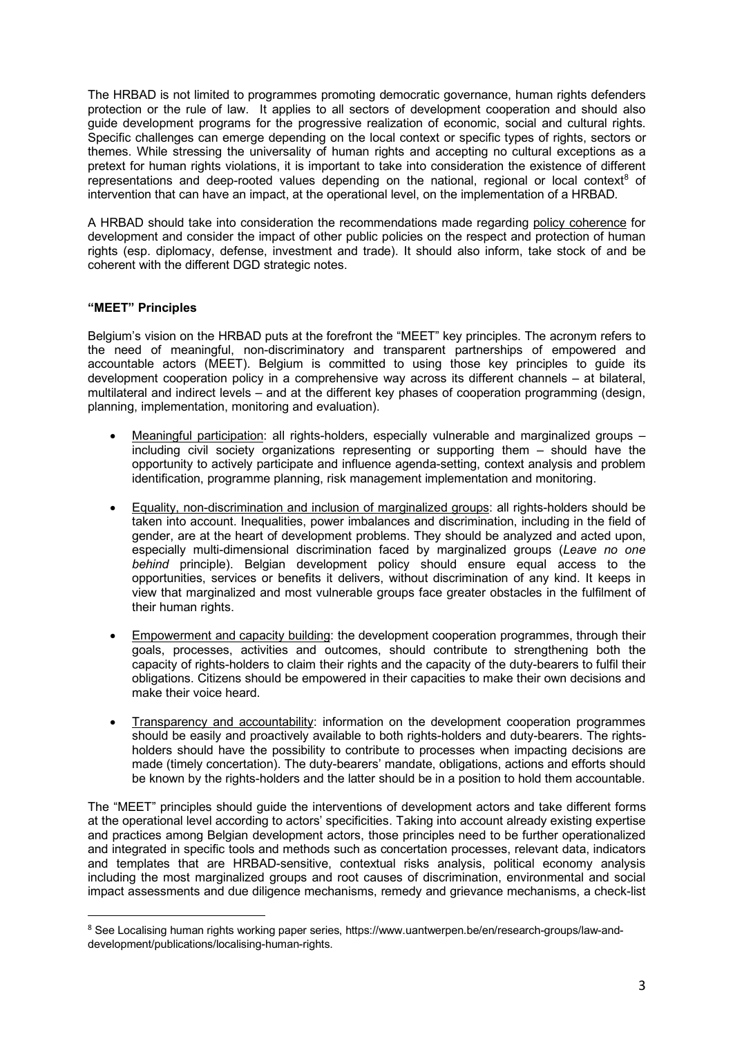The HRBAD is not limited to programmes promoting democratic governance, human rights defenders protection or the rule of law. It applies to all sectors of development cooperation and should also guide development programs for the progressive realization of economic, social and cultural rights. Specific challenges can emerge depending on the local context or specific types of rights, sectors or themes. While stressing the universality of human rights and accepting no cultural exceptions as a pretext for human rights violations, it is important to take into consideration the existence of different representations and deep-rooted values depending on the national, regional or local context[8] of intervention that can have an impact, at the operational level, on the implementation of a HRBAD.

A HRBAD should take into consideration the recommendations made regarding policy coherence for development and consider the impact of other public policies on the respect and protection of human rights (esp. diplomacy, defense, investment and trade). It should also inform, take stock of and be coherent with the different DGD strategic notes.

**"MEET" Principles**

Belgium's vision on the HRBAD puts at the forefront the "MEET" key principles. The acronym refers to the need of meaningful, non-discriminatory and transparent partnerships of empowered and accountable actors (MEET). Belgium is committed to using those key principles to guide its development cooperation policy in a comprehensive way across its different channels – at bilateral, multilateral and indirect levels – and at the different key phases of cooperation programming (design, planning, implementation, monitoring and evaluation).

- Meaningful participation: all rights-holders, especially vulnerable and marginalized groups – including civil society organizations representing or supporting them – should have the opportunity to actively participate and influence agenda-setting, context analysis and problem identification, programme planning, risk management implementation and monitoring.
- Equality, non-discrimination and inclusion of marginalized groups: all rights-holders should be taken into account. Inequalities, power imbalances and discrimination, including in the field of gender, are at the heart of development problems. They should be analyzed and acted upon, especially multi-dimensional discrimination faced by marginalized groups (*Leave no one behind* principle). Belgian development policy should ensure equal access to the opportunities, services or benefits it delivers, without discrimination of any kind. It keeps in view that marginalized and most vulnerable groups face greater obstacles in the fulfilment of their human rights.
- Empowerment and capacity building: the development cooperation programmes, through their goals, processes, activities and outcomes, should contribute to strengthening both the capacity of rights-holders to claim their rights and the capacity of the duty-bearers to fulfil their obligations. Citizens should be empowered in their capacities to make their own decisions and make their voice heard.
- Transparency and accountability: information on the development cooperation programmes should be easily and proactively available to both rights-holders and duty-bearers. The rights-holders should have the possibility to contribute to processes when impacting decisions are made (timely concertation). The duty-bearers' mandate, obligations, actions and efforts should be known by the rights-holders and the latter should be in a position to hold them accountable.

The "MEET" principles should guide the interventions of development actors and take different forms at the operational level according to actors' specificities. Taking into account already existing expertise and practices among Belgian development actors, those principles need to be further operationalized and integrated in specific tools and methods such as concertation processes, relevant data, indicators and templates that are HRBAD-sensitive, contextual risks analysis, political economy analysis including the most marginalized groups and root causes of discrimination, environmental and social impact assessments and due diligence mechanisms, remedy and grievance mechanisms, a check-list

[8] See Localising human rights working paper series, https://www.uantwerpen.be/en/research-groups/law-and-development/publications/localising-human-rights.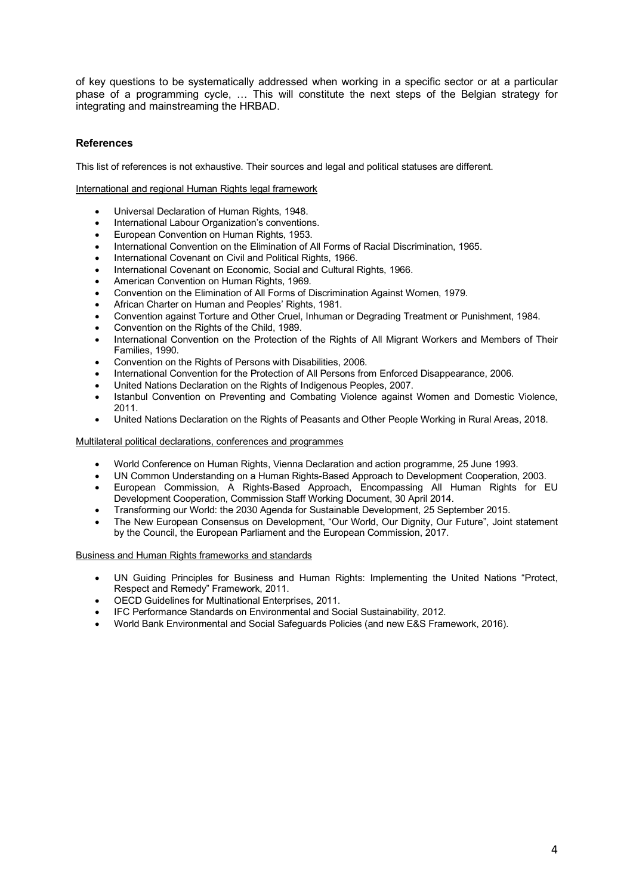of key questions to be systematically addressed when working in a specific sector or at a particular phase of a programming cycle, … This will constitute the next steps of the Belgian strategy for integrating and mainstreaming the HRBAD.

### References

This list of references is not exhaustive. Their sources and legal and political statuses are different.

International and regional Human Rights legal framework

- Universal Declaration of Human Rights, 1948.
- International Labour Organization's conventions.
- European Convention on Human Rights, 1953.
- International Convention on the Elimination of All Forms of Racial Discrimination, 1965.
- International Covenant on Civil and Political Rights, 1966.
- International Covenant on Economic, Social and Cultural Rights, 1966.
- American Convention on Human Rights, 1969.
- Convention on the Elimination of All Forms of Discrimination Against Women, 1979.
- African Charter on Human and Peoples' Rights, 1981.
- Convention against Torture and Other Cruel, Inhuman or Degrading Treatment or Punishment, 1984.
- Convention on the Rights of the Child, 1989.
- International Convention on the Protection of the Rights of All Migrant Workers and Members of Their Families, 1990.
- Convention on the Rights of Persons with Disabilities, 2006.
- International Convention for the Protection of All Persons from Enforced Disappearance, 2006.
- United Nations Declaration on the Rights of Indigenous Peoples, 2007.
- Istanbul Convention on Preventing and Combating Violence against Women and Domestic Violence, 2011.
- United Nations Declaration on the Rights of Peasants and Other People Working in Rural Areas, 2018.

Multilateral political declarations, conferences and programmes

- World Conference on Human Rights, Vienna Declaration and action programme, 25 June 1993.
- UN Common Understanding on a Human Rights-Based Approach to Development Cooperation, 2003.
- European Commission, A Rights-Based Approach, Encompassing All Human Rights for EU Development Cooperation, Commission Staff Working Document, 30 April 2014.
- Transforming our World: the 2030 Agenda for Sustainable Development, 25 September 2015.
- The New European Consensus on Development, "Our World, Our Dignity, Our Future", Joint statement by the Council, the European Parliament and the European Commission, 2017.

Business and Human Rights frameworks and standards

- UN Guiding Principles for Business and Human Rights: Implementing the United Nations "Protect, Respect and Remedy" Framework, 2011.
- OECD Guidelines for Multinational Enterprises, 2011.
- IFC Performance Standards on Environmental and Social Sustainability, 2012.
- World Bank Environmental and Social Safeguards Policies (and new E&S Framework, 2016).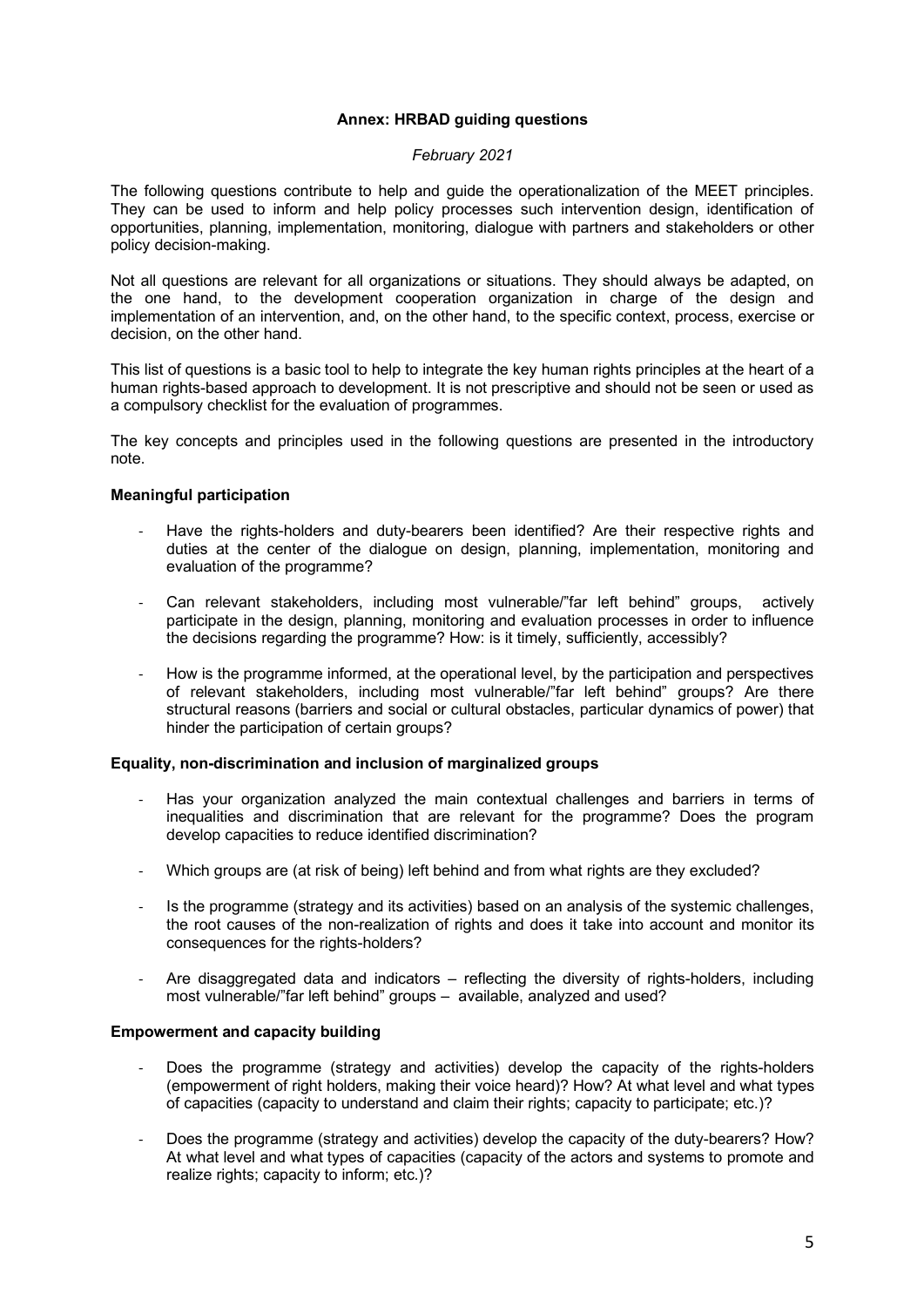**Annex: HRBAD guiding questions**

*February 2021*

The following questions contribute to help and guide the operationalization of the MEET principles. They can be used to inform and help policy processes such intervention design, identification of opportunities, planning, implementation, monitoring, dialogue with partners and stakeholders or other policy decision-making.

Not all questions are relevant for all organizations or situations. They should always be adapted, on the one hand, to the development cooperation organization in charge of the design and implementation of an intervention, and, on the other hand, to the specific context, process, exercise or decision, on the other hand.

This list of questions is a basic tool to help to integrate the key human rights principles at the heart of a human rights-based approach to development. It is not prescriptive and should not be seen or used as a compulsory checklist for the evaluation of programmes.

The key concepts and principles used in the following questions are presented in the introductory note.

**Meaningful participation**

- Have the rights-holders and duty-bearers been identified? Are their respective rights and duties at the center of the dialogue on design, planning, implementation, monitoring and evaluation of the programme?
- Can relevant stakeholders, including most vulnerable/"far left behind" groups, actively participate in the design, planning, monitoring and evaluation processes in order to influence the decisions regarding the programme? How: is it timely, sufficiently, accessibly?
- How is the programme informed, at the operational level, by the participation and perspectives of relevant stakeholders, including most vulnerable/"far left behind" groups? Are there structural reasons (barriers and social or cultural obstacles, particular dynamics of power) that hinder the participation of certain groups?

**Equality, non-discrimination and inclusion of marginalized groups**

- Has your organization analyzed the main contextual challenges and barriers in terms of inequalities and discrimination that are relevant for the programme? Does the program develop capacities to reduce identified discrimination?
- Which groups are (at risk of being) left behind and from what rights are they excluded?
- Is the programme (strategy and its activities) based on an analysis of the systemic challenges, the root causes of the non-realization of rights and does it take into account and monitor its consequences for the rights-holders?
- Are disaggregated data and indicators – reflecting the diversity of rights-holders, including most vulnerable/"far left behind" groups – available, analyzed and used?

**Empowerment and capacity building**

- Does the programme (strategy and activities) develop the capacity of the rights-holders (empowerment of right holders, making their voice heard)? How? At what level and what types of capacities (capacity to understand and claim their rights; capacity to participate; etc.)?
- Does the programme (strategy and activities) develop the capacity of the duty-bearers? How? At what level and what types of capacities (capacity of the actors and systems to promote and realize rights; capacity to inform; etc.)?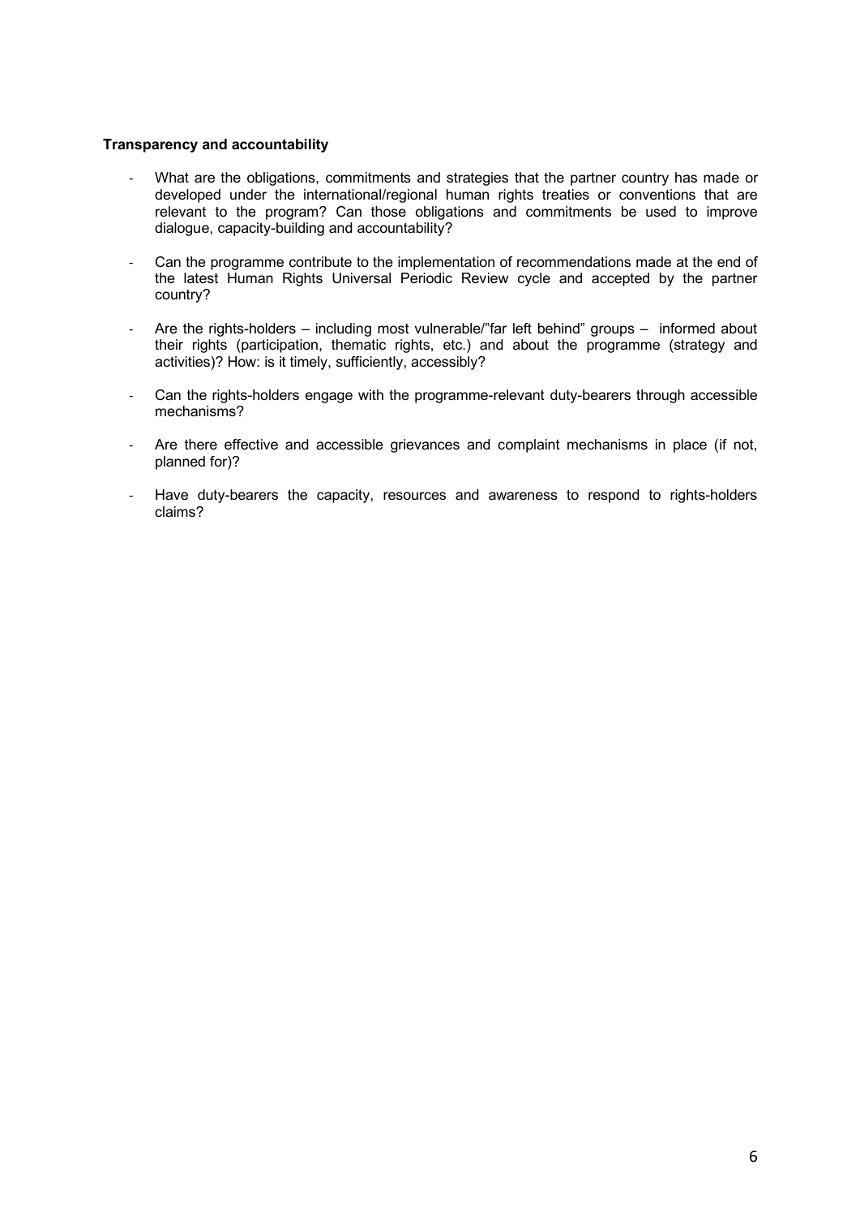**Transparency and accountability**

- What are the obligations, commitments and strategies that the partner country has made or developed under the international/regional human rights treaties or conventions that are relevant to the program? Can those obligations and commitments be used to improve dialogue, capacity-building and accountability?

- Can the programme contribute to the implementation of recommendations made at the end of the latest Human Rights Universal Periodic Review cycle and accepted by the partner country?

- Are the rights-holders – including most vulnerable/"far left behind" groups – informed about their rights (participation, thematic rights, etc.) and about the programme (strategy and activities)? How: is it timely, sufficiently, accessibly?

- Can the rights-holders engage with the programme-relevant duty-bearers through accessible mechanisms?

- Are there effective and accessible grievances and complaint mechanisms in place (if not, planned for)?

- Have duty-bearers the capacity, resources and awareness to respond to rights-holders claims?